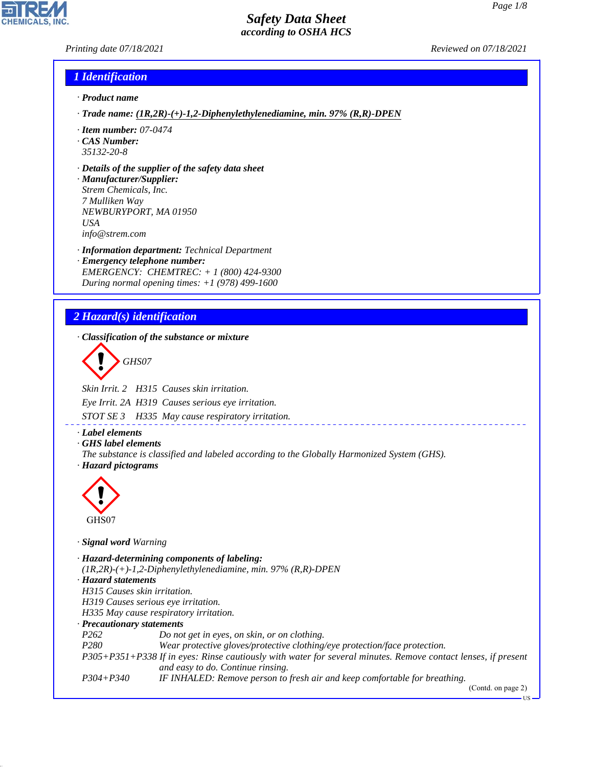# Safety Data Sheet
### according to OSHA HCS

Printing date 07/18/2021 Reviewed on 07/18/2021

## 1 Identification

· **Product name**

· **Trade name:** **(1R,2R)-(+)-1,2-Diphenylethylenediamine, min. 97% (R,R)-DPEN**

· **Item number:** 07-0474

· **CAS Number:**
35132-20-8

· **Details of the supplier of the safety data sheet**

· **Manufacturer/Supplier:**
Strem Chemicals, Inc.
7 Mulliken Way
NEWBURYPORT, MA 01950
USA
info@strem.com

· **Information department:** Technical Department

· **Emergency telephone number:**
EMERGENCY: CHEMTREC: + 1 (800) 424-9300
During normal opening times: +1 (978) 499-1600

## 2 Hazard(s) identification

· **Classification of the substance or mixture**

GHS07

| | | |
|---|---|---|
| Skin Irrit. 2 | H315 | Causes skin irritation. |
| Eye Irrit. 2A | H319 | Causes serious eye irritation. |
| STOT SE 3 | H335 | May cause respiratory irritation. |

· **Label elements**

· **GHS label elements**
The substance is classified and labeled according to the Globally Harmonized System (GHS).

· **Hazard pictograms**

GHS07

· **Signal word** Warning

· **Hazard-determining components of labeling:**
(1R,2R)-(+)-1,2-Diphenylethylenediamine, min. 97% (R,R)-DPEN

· **Hazard statements**
H315 Causes skin irritation.
H319 Causes serious eye irritation.
H335 May cause respiratory irritation.

· **Precautionary statements**

| | |
|---|---|
| P262 | Do not get in eyes, on skin, or on clothing. |
| P280 | Wear protective gloves/protective clothing/eye protection/face protection. |
| P305+P351+P338 | If in eyes: Rinse cautiously with water for several minutes. Remove contact lenses, if present and easy to do. Continue rinsing. |
| P304+P340 | IF INHALED: Remove person to fresh air and keep comfortable for breathing. |

(Contd. on page 2)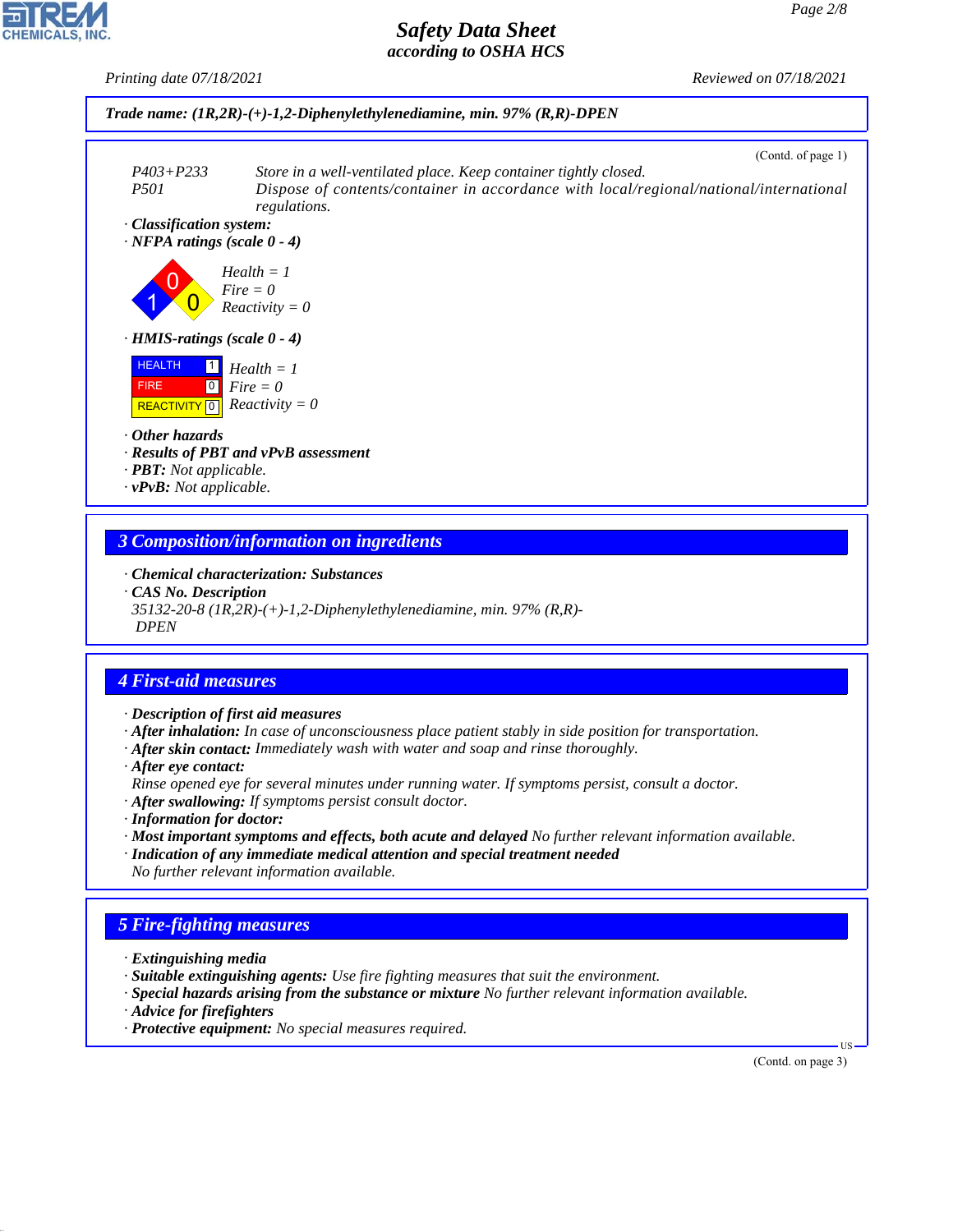Trade name: (1R,2R)-(+)-1,2-Diphenylethylenediamine, min. 97% (R,R)-DPEN

(Contd. of page 1)

P403+P233 Store in a well-ventilated place. Keep container tightly closed.
P501 Dispose of contents/container in accordance with local/regional/national/international regulations.

· **Classification system:**
· **NFPA ratings (scale 0 - 4)**

Health = 1
Fire = 0
Reactivity = 0

· **HMIS-ratings (scale 0 - 4)**

| | |
|---|---|
| HEALTH | 1 |
| FIRE | 0 |
| REACTIVITY | 0 |

Health = 1
Fire = 0
Reactivity = 0

· **Other hazards**
· **Results of PBT and vPvB assessment**
· **PBT:** Not applicable.
· **vPvB:** Not applicable.

## 3 Composition/information on ingredients

· **Chemical characterization: Substances**
· **CAS No. Description**
35132-20-8 (1R,2R)-(+)-1,2-Diphenylethylenediamine, min. 97% (R,R)-DPEN

## 4 First-aid measures

· **Description of first aid measures**
· **After inhalation:** In case of unconsciousness place patient stably in side position for transportation.
· **After skin contact:** Immediately wash with water and soap and rinse thoroughly.
· **After eye contact:**
Rinse opened eye for several minutes under running water. If symptoms persist, consult a doctor.
· **After swallowing:** If symptoms persist consult doctor.
· **Information for doctor:**
· **Most important symptoms and effects, both acute and delayed** No further relevant information available.
· **Indication of any immediate medical attention and special treatment needed**
No further relevant information available.

## 5 Fire-fighting measures

· **Extinguishing media**
· **Suitable extinguishing agents:** Use fire fighting measures that suit the environment.
· **Special hazards arising from the substance or mixture** No further relevant information available.
· **Advice for firefighters**
· **Protective equipment:** No special measures required.

(Contd. on page 3)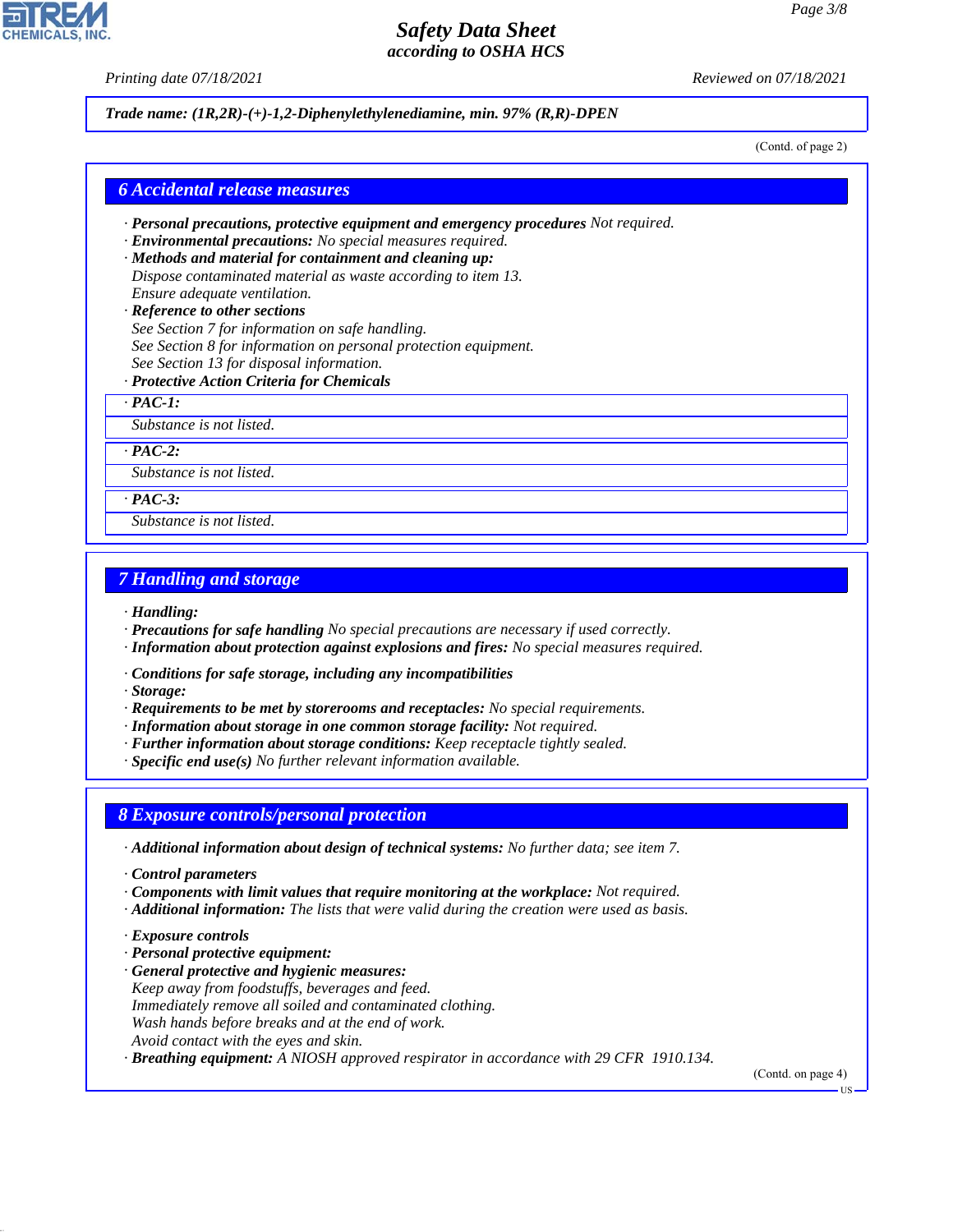*Trade name: (1R,2R)-(+)-1,2-Diphenylethylenediamine, min. 97% (R,R)-DPEN*

(Contd. of page 2)

## 6 Accidental release measures

· ***Personal precautions, protective equipment and emergency procedures*** *Not required.*
· ***Environmental precautions:*** *No special measures required.*
· ***Methods and material for containment and cleaning up:***
*Dispose contaminated material as waste according to item 13.*
*Ensure adequate ventilation.*
· ***Reference to other sections***
*See Section 7 for information on safe handling.*
*See Section 8 for information on personal protection equipment.*
*See Section 13 for disposal information.*
· ***Protective Action Criteria for Chemicals***

· ***PAC-1:***
*Substance is not listed.*

· ***PAC-2:***
*Substance is not listed.*

· ***PAC-3:***
*Substance is not listed.*

## 7 Handling and storage

· ***Handling:***
· ***Precautions for safe handling*** *No special precautions are necessary if used correctly.*
· ***Information about protection against explosions and fires:*** *No special measures required.*

· ***Conditions for safe storage, including any incompatibilities***
· ***Storage:***
· ***Requirements to be met by storerooms and receptacles:*** *No special requirements.*
· ***Information about storage in one common storage facility:*** *Not required.*
· ***Further information about storage conditions:*** *Keep receptacle tightly sealed.*
· ***Specific end use(s)*** *No further relevant information available.*

## 8 Exposure controls/personal protection

· ***Additional information about design of technical systems:*** *No further data; see item 7.*

· ***Control parameters***
· ***Components with limit values that require monitoring at the workplace:*** *Not required.*
· ***Additional information:*** *The lists that were valid during the creation were used as basis.*

· ***Exposure controls***
· ***Personal protective equipment:***
· ***General protective and hygienic measures:***
*Keep away from foodstuffs, beverages and feed.*
*Immediately remove all soiled and contaminated clothing.*
*Wash hands before breaks and at the end of work.*
*Avoid contact with the eyes and skin.*
· ***Breathing equipment:*** *A NIOSH approved respirator in accordance with 29 CFR 1910.134.*

(Contd. on page 4)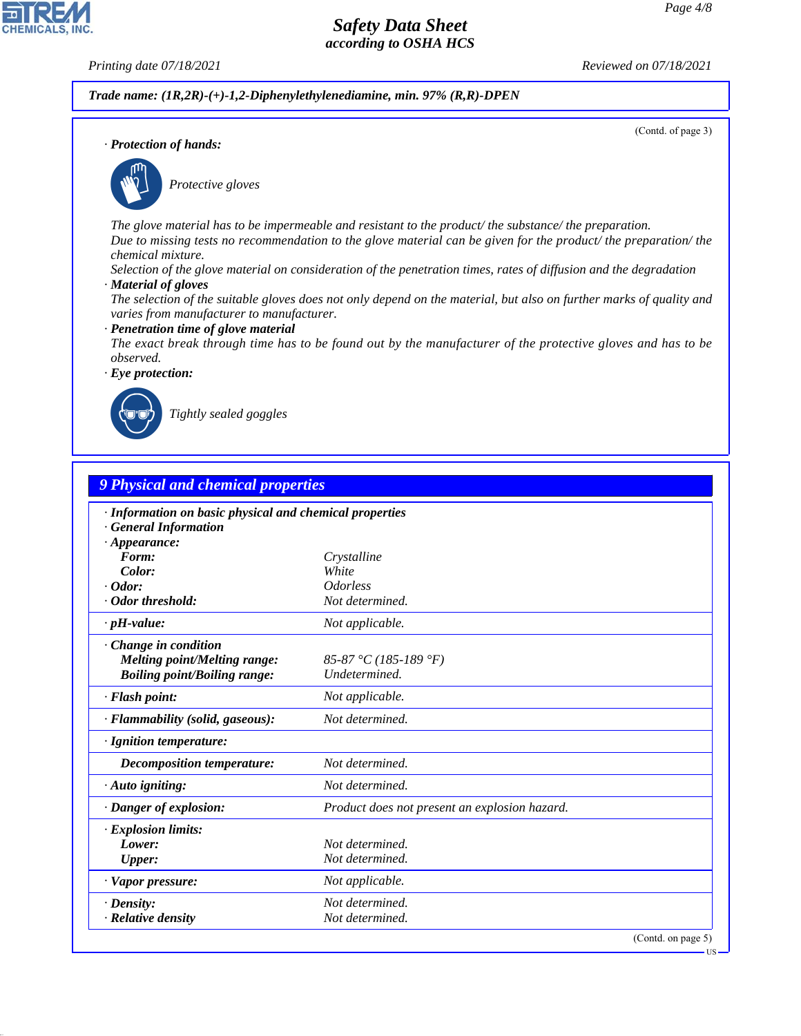**Trade name: (1R,2R)-(+)-1,2-Diphenylethylenediamine, min. 97% (R,R)-DPEN**

(Contd. of page 3)

· **Protection of hands:**

Protective gloves

The glove material has to be impermeable and resistant to the product/ the substance/ the preparation.
Due to missing tests no recommendation to the glove material can be given for the product/ the preparation/ the chemical mixture.
Selection of the glove material on consideration of the penetration times, rates of diffusion and the degradation

· **Material of gloves**
The selection of the suitable gloves does not only depend on the material, but also on further marks of quality and varies from manufacturer to manufacturer.

· **Penetration time of glove material**
The exact break through time has to be found out by the manufacturer of the protective gloves and has to be observed.

· **Eye protection:**

Tightly sealed goggles

## 9 Physical and chemical properties

| | |
|---|---|
| · **Information on basic physical and chemical properties** | |
| · **General Information** | |
| · **Appearance:** | |
| **Form:** | Crystalline |
| **Color:** | White |
| · **Odor:** | Odorless |
| · **Odor threshold:** | Not determined. |
| · **pH-value:** | Not applicable. |
| · **Change in condition** | |
| **Melting point/Melting range:** | 85-87 °C (185-189 °F) |
| **Boiling point/Boiling range:** | Undetermined. |
| · **Flash point:** | Not applicable. |
| · **Flammability (solid, gaseous):** | Not determined. |
| · **Ignition temperature:** | |
| **Decomposition temperature:** | Not determined. |
| · **Auto igniting:** | Not determined. |
| · **Danger of explosion:** | Product does not present an explosion hazard. |
| · **Explosion limits:** | |
| **Lower:** | Not determined. |
| **Upper:** | Not determined. |
| · **Vapor pressure:** | Not applicable. |
| · **Density:** | Not determined. |
| · **Relative density** | Not determined. |

(Contd. on page 5)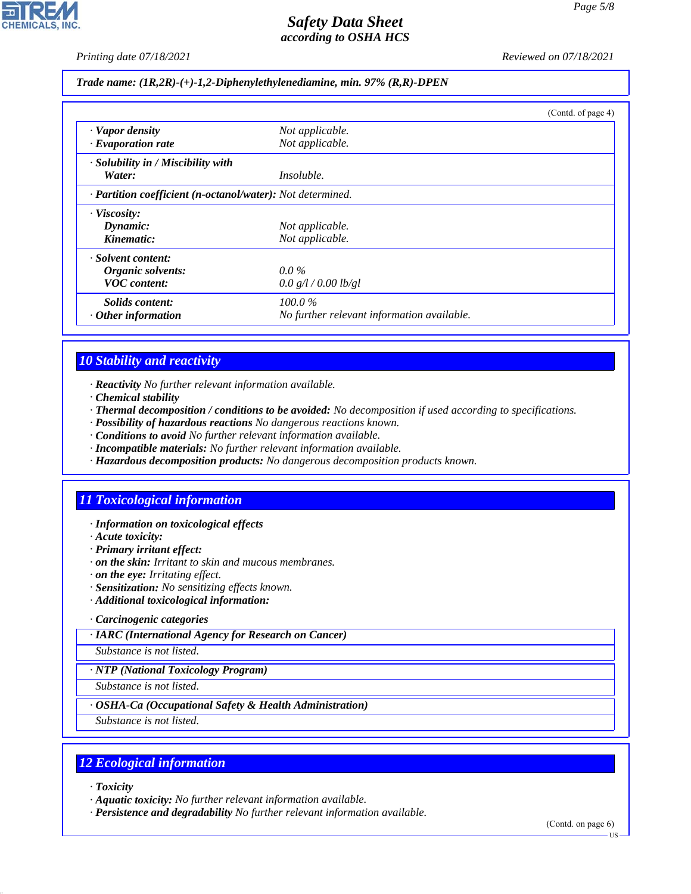*Trade name: (1R,2R)-(+)-1,2-Diphenylethylenediamine, min. 97% (R,R)-DPEN*

(Contd. of page 4)

| | |
|---|---|
| · **Vapor density** | Not applicable. |
| · **Evaporation rate** | Not applicable. |
| · **Solubility in / Miscibility with** | |
| **Water:** | Insoluble. |
| · **Partition coefficient (n-octanol/water):** | Not determined. |
| · **Viscosity:** | |
| **Dynamic:** | Not applicable. |
| **Kinematic:** | Not applicable. |
| · **Solvent content:** | |
| **Organic solvents:** | 0.0 % |
| **VOC content:** | 0.0 g/l / 0.00 lb/gl |
| **Solids content:** | 100.0 % |
| · **Other information** | No further relevant information available. |

## 10 Stability and reactivity

· **Reactivity** No further relevant information available.
· **Chemical stability**
· **Thermal decomposition / conditions to be avoided:** No decomposition if used according to specifications.
· **Possibility of hazardous reactions** No dangerous reactions known.
· **Conditions to avoid** No further relevant information available.
· **Incompatible materials:** No further relevant information available.
· **Hazardous decomposition products:** No dangerous decomposition products known.

## 11 Toxicological information

· **Information on toxicological effects**
· **Acute toxicity:**
· **Primary irritant effect:**
· **on the skin:** Irritant to skin and mucous membranes.
· **on the eye:** Irritating effect.
· **Sensitization:** No sensitizing effects known.
· **Additional toxicological information:**

· **Carcinogenic categories**

· **IARC (International Agency for Research on Cancer)**
Substance is not listed.

· **NTP (National Toxicology Program)**
Substance is not listed.

· **OSHA-Ca (Occupational Safety & Health Administration)**
Substance is not listed.

## 12 Ecological information

· **Toxicity**
· **Aquatic toxicity:** No further relevant information available.
· **Persistence and degradability** No further relevant information available.

(Contd. on page 6)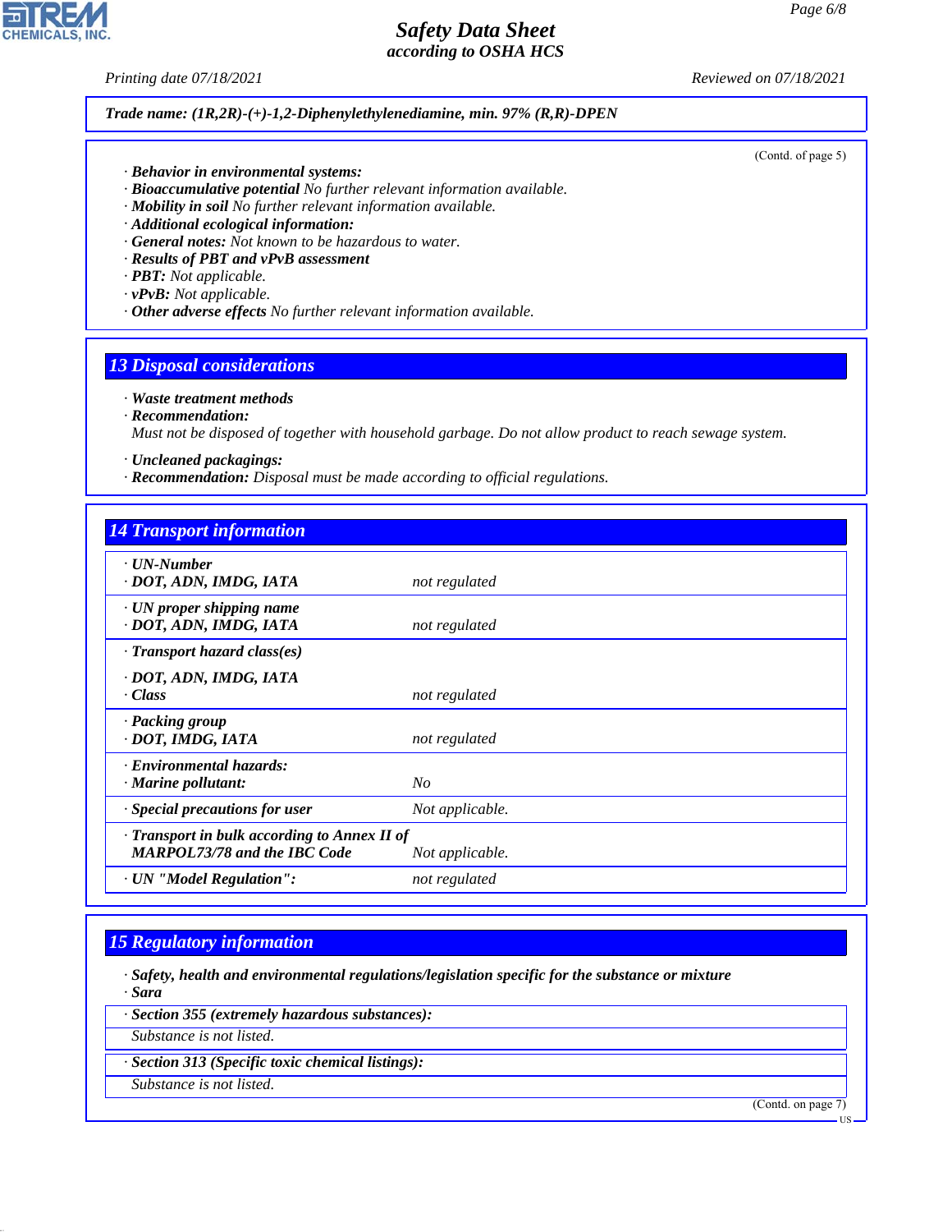Trade name: (1R,2R)-(+)-1,2-Diphenylethylenediamine, min. 97% (R,R)-DPEN

(Contd. of page 5)

- **Behavior in environmental systems:**
- **Bioaccumulative potential** No further relevant information available.
- **Mobility in soil** No further relevant information available.
- **Additional ecological information:**
- **General notes:** Not known to be hazardous to water.
- **Results of PBT and vPvB assessment**
- **PBT:** Not applicable.
- **vPvB:** Not applicable.
- **Other adverse effects** No further relevant information available.

## 13 Disposal considerations

- **Waste treatment methods**
- **Recommendation:**
  Must not be disposed of together with household garbage. Do not allow product to reach sewage system.
- **Uncleaned packagings:**
- **Recommendation:** Disposal must be made according to official regulations.

## 14 Transport information

| | |
|---|---|
| **UN-Number** | |
| **DOT, ADN, IMDG, IATA** | not regulated |
| **UN proper shipping name** | |
| **DOT, ADN, IMDG, IATA** | not regulated |
| **Transport hazard class(es)** | |
| **DOT, ADN, IMDG, IATA** | |
| **Class** | not regulated |
| **Packing group** | |
| **DOT, IMDG, IATA** | not regulated |
| **Environmental hazards:** | |
| **Marine pollutant:** | No |
| **Special precautions for user** | Not applicable. |
| **Transport in bulk according to Annex II of MARPOL73/78 and the IBC Code** | Not applicable. |
| **UN "Model Regulation":** | not regulated |

## 15 Regulatory information

- **Safety, health and environmental regulations/legislation specific for the substance or mixture**
- **Sara**

**Section 355 (extremely hazardous substances):**

Substance is not listed.

**Section 313 (Specific toxic chemical listings):**

Substance is not listed.

(Contd. on page 7)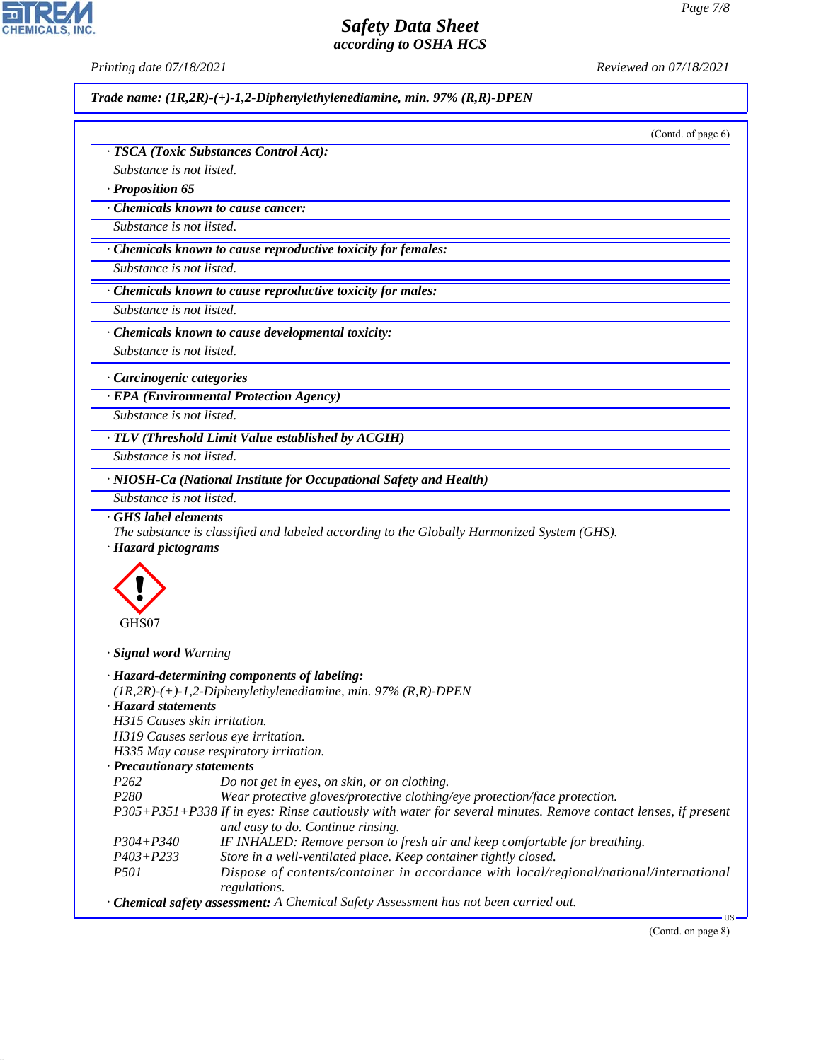Trade name: (1R,2R)-(+)-1,2-Diphenylethylenediamine, min. 97% (R,R)-DPEN

(Contd. of page 6)

· **TSCA (Toxic Substances Control Act):**

Substance is not listed.

· **Proposition 65**

· **Chemicals known to cause cancer:**

Substance is not listed.

· **Chemicals known to cause reproductive toxicity for females:**

Substance is not listed.

· **Chemicals known to cause reproductive toxicity for males:**

Substance is not listed.

· **Chemicals known to cause developmental toxicity:**

Substance is not listed.

· **Carcinogenic categories**

· **EPA (Environmental Protection Agency)**

Substance is not listed.

· **TLV (Threshold Limit Value established by ACGIH)**

Substance is not listed.

· **NIOSH-Ca (National Institute for Occupational Safety and Health)**

Substance is not listed.

· **GHS label elements**

The substance is classified and labeled according to the Globally Harmonized System (GHS).

· **Hazard pictograms**

GHS07

· **Signal word** Warning

· **Hazard-determining components of labeling:**

(1R,2R)-(+)-1,2-Diphenylethylenediamine, min. 97% (R,R)-DPEN

· **Hazard statements**

H315 Causes skin irritation.
H319 Causes serious eye irritation.
H335 May cause respiratory irritation.

· **Precautionary statements**

| | |
|---|---|
| P262 | Do not get in eyes, on skin, or on clothing. |
| P280 | Wear protective gloves/protective clothing/eye protection/face protection. |
| P305+P351+P338 | If in eyes: Rinse cautiously with water for several minutes. Remove contact lenses, if present and easy to do. Continue rinsing. |
| P304+P340 | IF INHALED: Remove person to fresh air and keep comfortable for breathing. |
| P403+P233 | Store in a well-ventilated place. Keep container tightly closed. |
| P501 | Dispose of contents/container in accordance with local/regional/national/international regulations. |

· **Chemical safety assessment:** A Chemical Safety Assessment has not been carried out.

(Contd. on page 8)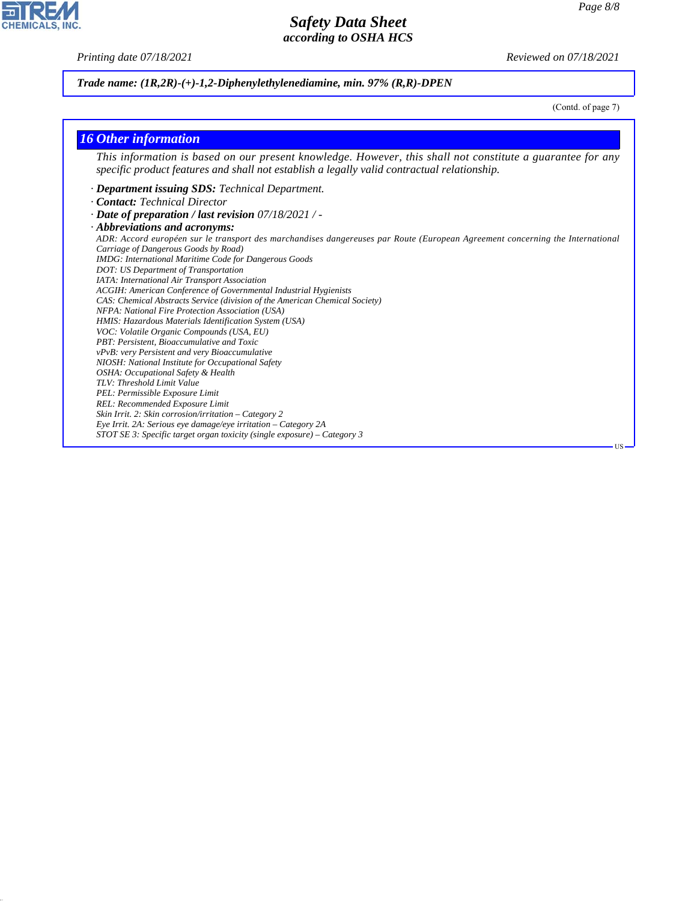**Trade name: (1R,2R)-(+)-1,2-Diphenylethylenediamine, min. 97% (R,R)-DPEN**

(Contd. of page 7)

## 16 Other information

*This information is based on our present knowledge. However, this shall not constitute a guarantee for any specific product features and shall not establish a legally valid contractual relationship.*

- **Department issuing SDS:** Technical Department.
- **Contact:** Technical Director
- **Date of preparation / last revision** 07/18/2021 / -
- **Abbreviations and acronyms:**

ADR: Accord européen sur le transport des marchandises dangereuses par Route (European Agreement concerning the International Carriage of Dangerous Goods by Road)
IMDG: International Maritime Code for Dangerous Goods
DOT: US Department of Transportation
IATA: International Air Transport Association
ACGIH: American Conference of Governmental Industrial Hygienists
CAS: Chemical Abstracts Service (division of the American Chemical Society)
NFPA: National Fire Protection Association (USA)
HMIS: Hazardous Materials Identification System (USA)
VOC: Volatile Organic Compounds (USA, EU)
PBT: Persistent, Bioaccumulative and Toxic
vPvB: very Persistent and very Bioaccumulative
NIOSH: National Institute for Occupational Safety
OSHA: Occupational Safety & Health
TLV: Threshold Limit Value
PEL: Permissible Exposure Limit
REL: Recommended Exposure Limit
Skin Irrit. 2: Skin corrosion/irritation – Category 2
Eye Irrit. 2A: Serious eye damage/eye irritation – Category 2A
STOT SE 3: Specific target organ toxicity (single exposure) – Category 3

US